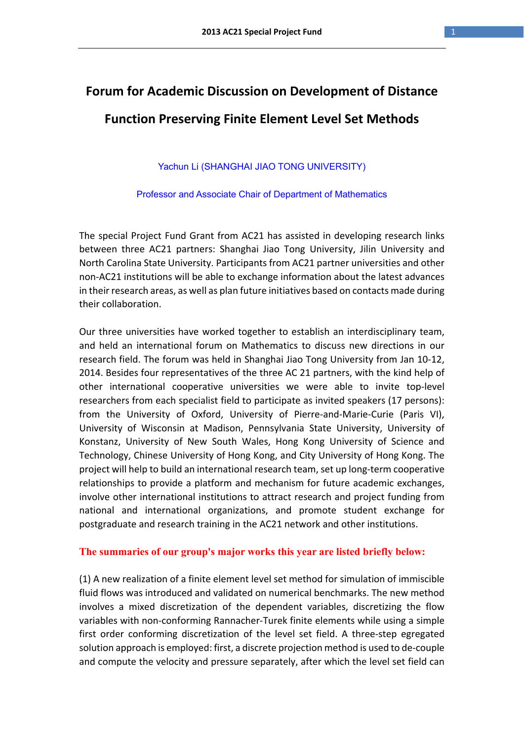# Forum for Academic Discussion on Development of Distance Function Preserving Finite Element Level Set Methods

Yachun Li (SHANGHAI JIAO TONG UNIVERSITY)

Professor and Associate Chair of Department of Mathematics

The special Project Fund Grant from AC21 has assisted in developing research links between three AC21 partners: Shanghai Jiao Tong University, Jilin University and North Carolina State University. Participants from AC21 partner universities and other non-AC21 institutions will be able to exchange information about the latest advances in their research areas, as well as plan future initiatives based on contacts made during their collaboration.

Our three universities have worked together to establish an interdisciplinary team, and held an international forum on Mathematics to discuss new directions in our research field. The forum was held in Shanghai Jiao Tong University from Jan 10-12, 2014. Besides four representatives of the three AC 21 partners, with the kind help of other international cooperative universities we were able to invite top-level researchers from each specialist field to participate as invited speakers (17 persons): from the University of Oxford, University of Pierre-and-Marie-Curie (Paris VI), University of Wisconsin at Madison, Pennsylvania State University, University of Konstanz, University of New South Wales, Hong Kong University of Science and Technology, Chinese University of Hong Kong, and City University of Hong Kong. The project will help to build an international research team, set up long-term cooperative relationships to provide a platform and mechanism for future academic exchanges, involve other international institutions to attract research and project funding from national and international organizations, and promote student exchange for postgraduate and research training in the AC21 network and other institutions.

**The summaries of our group's major works this year are listed briefly below:**

(1) A new realization of a finite element level set method for simulation of immiscible fluid flows was introduced and validated on numerical benchmarks. The new method involves a mixed discretization of the dependent variables, discretizing the flow variables with non-conforming Rannacher-Turek finite elements while using a simple first order conforming discretization of the level set field. A three-step egregated solution approach is employed: first, a discrete projection method is used to de-couple and compute the velocity and pressure separately, after which the level set field can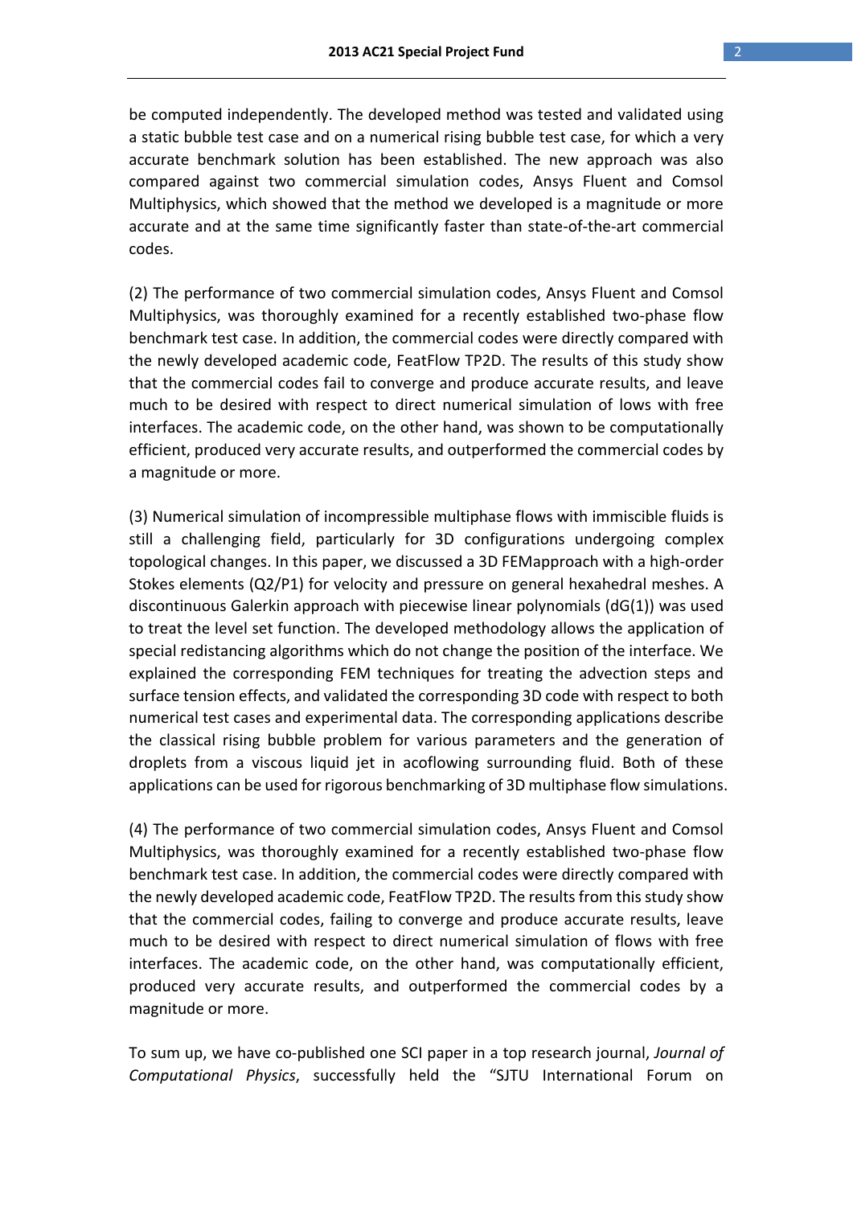be computed independently. The developed method was tested and validated using a static bubble test case and on a numerical rising bubble test case, for which a very accurate benchmark solution has been established. The new approach was also compared against two commercial simulation codes, Ansys Fluent and Comsol Multiphysics, which showed that the method we developed is a magnitude or more accurate and at the same time significantly faster than state-of-the-art commercial codes.

(2) The performance of two commercial simulation codes, Ansys Fluent and Comsol Multiphysics, was thoroughly examined for a recently established two-phase flow benchmark test case. In addition, the commercial codes were directly compared with the newly developed academic code, FeatFlow TP2D. The results of this study show that the commercial codes fail to converge and produce accurate results, and leave much to be desired with respect to direct numerical simulation of lows with free interfaces. The academic code, on the other hand, was shown to be computationally efficient, produced very accurate results, and outperformed the commercial codes by a magnitude or more.

(3) Numerical simulation of incompressible multiphase flows with immiscible fluids is still a challenging field, particularly for 3D configurations undergoing complex topological changes. In this paper, we discussed a 3D FEMapproach with a high-order Stokes elements (Q2/P1) for velocity and pressure on general hexahedral meshes. A discontinuous Galerkin approach with piecewise linear polynomials (dG(1)) was used to treat the level set function. The developed methodology allows the application of special redistancing algorithms which do not change the position of the interface. We explained the corresponding FEM techniques for treating the advection steps and surface tension effects, and validated the corresponding 3D code with respect to both numerical test cases and experimental data. The corresponding applications describe the classical rising bubble problem for various parameters and the generation of droplets from a viscous liquid jet in acoflowing surrounding fluid. Both of these applications can be used for rigorous benchmarking of 3D multiphase flow simulations.

(4) The performance of two commercial simulation codes, Ansys Fluent and Comsol Multiphysics, was thoroughly examined for a recently established two-phase flow benchmark test case. In addition, the commercial codes were directly compared with the newly developed academic code, FeatFlow TP2D. The results from this study show that the commercial codes, failing to converge and produce accurate results, leave much to be desired with respect to direct numerical simulation of flows with free interfaces. The academic code, on the other hand, was computationally efficient, produced very accurate results, and outperformed the commercial codes by a magnitude or more.

To sum up, we have co-published one SCI paper in a top research journal, *Journal of Computational Physics*, successfully held the "SJTU International Forum on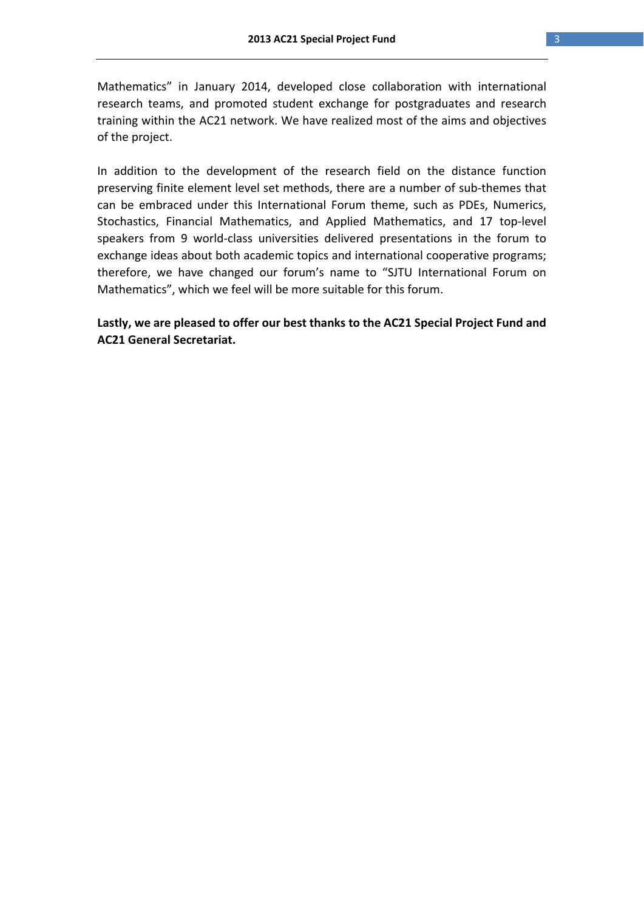Mathematics" in January 2014, developed close collaboration with international research teams, and promoted student exchange for postgraduates and research training within the AC21 network. We have realized most of the aims and objectives of the project.

In addition to the development of the research field on the distance function preserving finite element level set methods, there are a number of sub-themes that can be embraced under this International Forum theme, such as PDEs, Numerics, Stochastics, Financial Mathematics, and Applied Mathematics, and 17 top-level speakers from 9 world-class universities delivered presentations in the forum to exchange ideas about both academic topics and international cooperative programs; therefore, we have changed our forum's name to "SJTU International Forum on Mathematics", which we feel will be more suitable for this forum.

**Lastly, we are pleased to offer our best thanks to the AC21 Special Project Fund and AC21 General Secretariat.**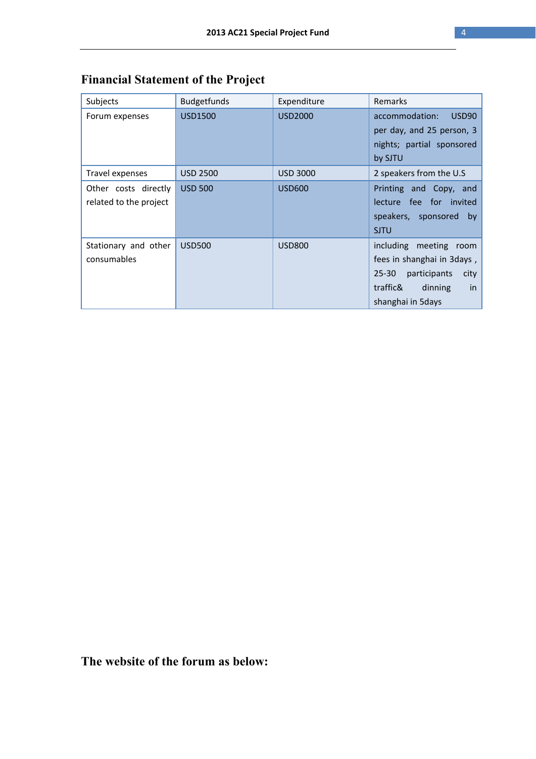## Financial Statement of the Project

| Subjects | Budgetfunds | Expenditure | Remarks |
| --- | --- | --- | --- |
| Forum expenses | USD1500 | USD2000 | accommodation: USD90 per day, and 25 person, 3 nights; partial sponsored by SJTU |
| Travel expenses | USD 2500 | USD 3000 | 2 speakers from the U.S |
| Other costs directly related to the project | USD 500 | USD600 | Printing and Copy, and lecture fee for invited speakers, sponsored by SJTU |
| Stationary and other consumables | USD500 | USD800 | including meeting room fees in shanghai in 3days , 25-30 participants city traffic& dinning in shanghai in 5days |

## The website of the forum as below: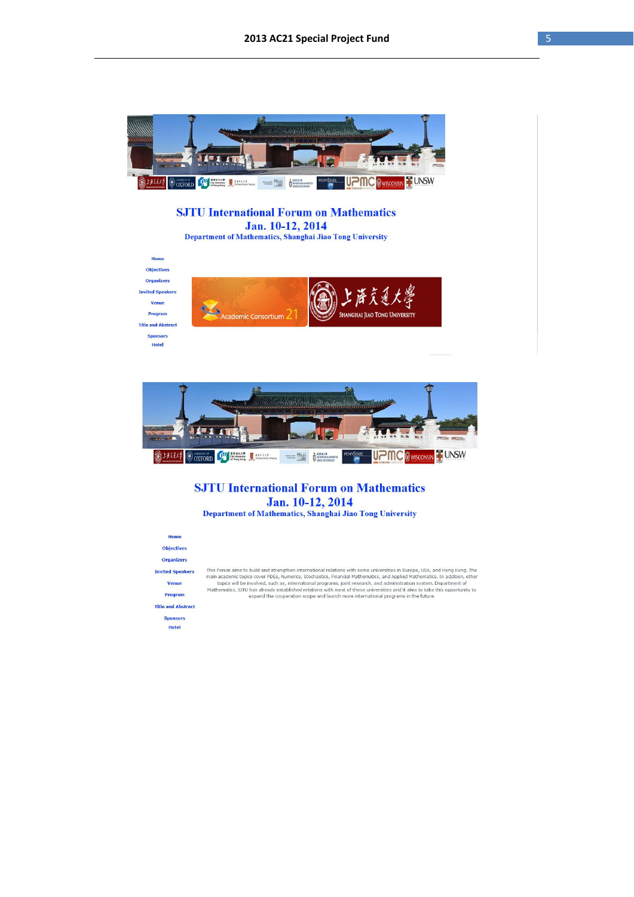# SJTU International Forum on Mathematics

## Jan. 10-12, 2014

### Department of Mathematics, Shanghai Jiao Tong University

- Home
- Objectives
- Organizers
- Invited Speakers
- Venue
- Program
- Title and Abstract
- Sponsors
- Hotel

Academic Consortium 21

上海交通大学 SHANGHAI JIAO TONG UNIVERSITY

# SJTU International Forum on Mathematics

## Jan. 10-12, 2014

### Department of Mathematics, Shanghai Jiao Tong University

- Home
- Objectives
- Organizers
- Invited Speakers
- Venue
- Program
- Title and Abstract
- Sponsors
- Hotel

This Forum aims to build and strengthen international relations with some universities in Europe, USA, and Hong Kong. The main academic topics cover PDEs, Numerics, Stochastics, Financial Mathematics, and Applied Mathematics. In addition, other topics will be involved, such as, international programs, joint research, and administration system. Department of Mathematics, SJTU has already established relations with most of these universities and it aims to take this opportunity to expand the cooperation scope and launch more international programs in the future.